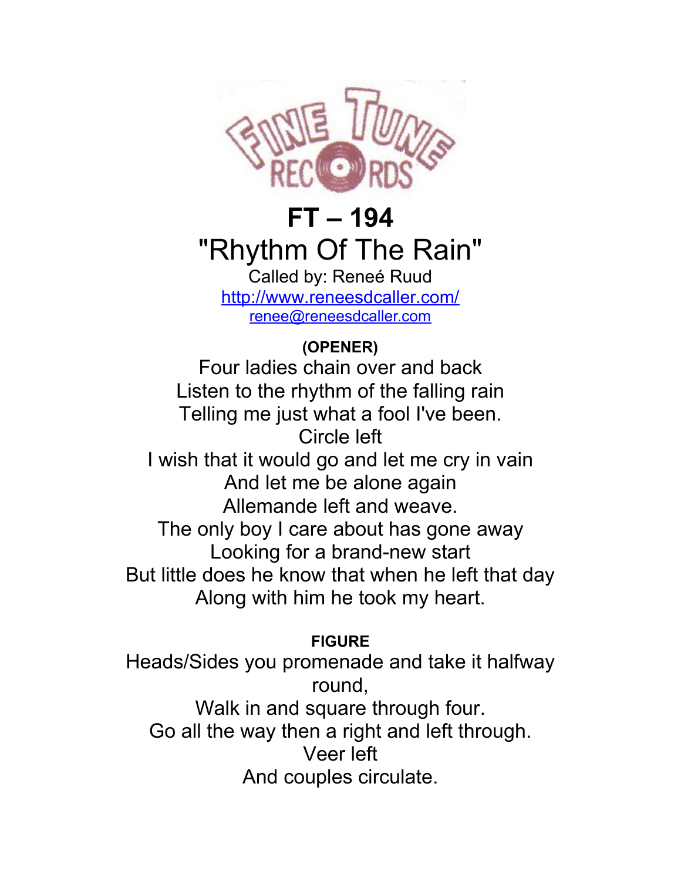# FT – 194

## "Rhythm Of The Rain"

Called by: Reneé Ruud

http://www.reneesdcaller.com/

renee@reneesdcaller.com

**(OPENER)**

Four ladies chain over and back
Listen to the rhythm of the falling rain
Telling me just what a fool I've been.
Circle left
I wish that it would go and let me cry in vain
And let me be alone again
Allemande left and weave.
The only boy I care about has gone away
Looking for a brand-new start
But little does he know that when he left that day
Along with him he took my heart.

**FIGURE**

Heads/Sides you promenade and take it halfway round,
Walk in and square through four.
Go all the way then a right and left through.
Veer left
And couples circulate.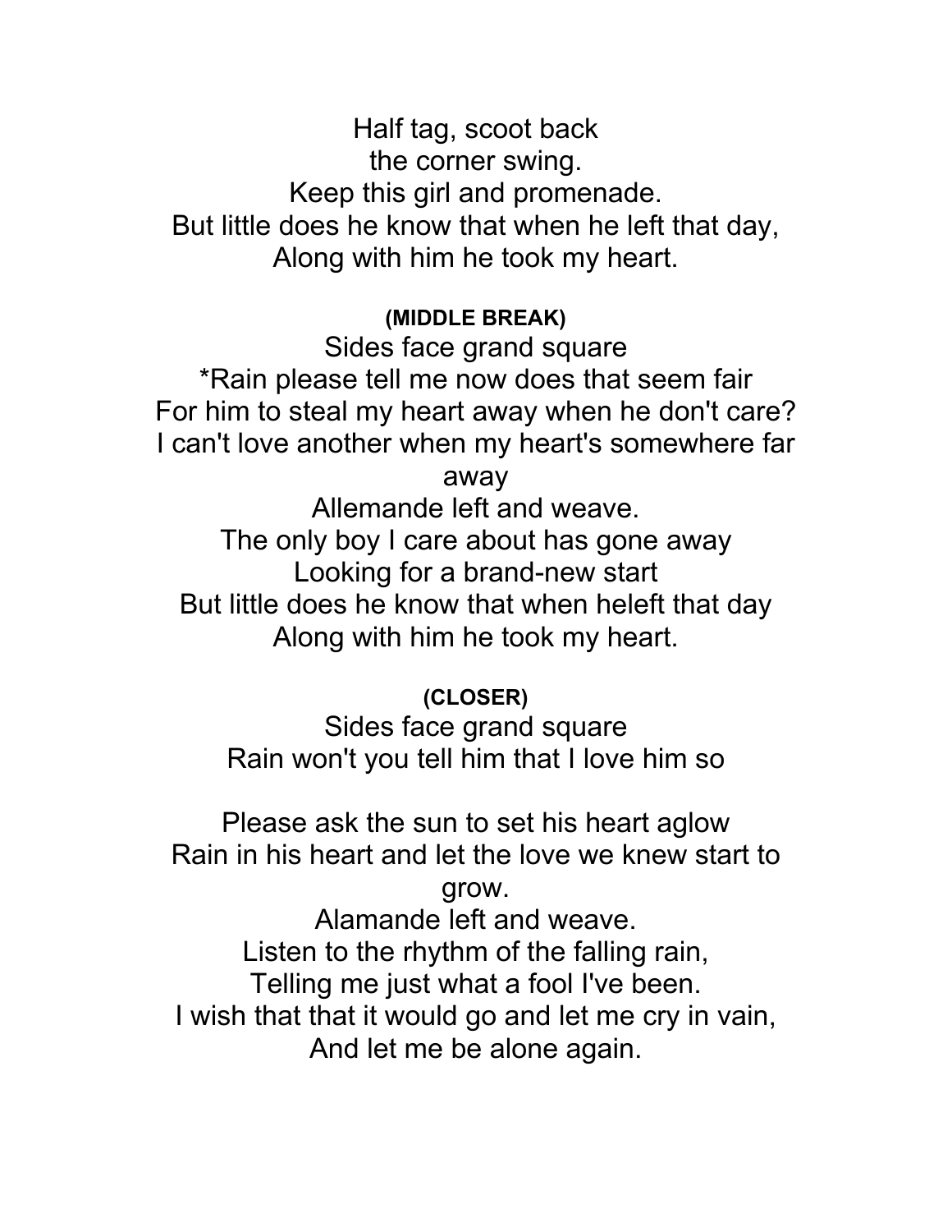Half tag, scoot back  
the corner swing.  
Keep this girl and promenade.  
But little does he know that when he left that day,  
Along with him he took my heart.

**(MIDDLE BREAK)**

Sides face grand square  
*Rain please tell me now does that seem fair  
For him to steal my heart away when he don't care?  
I can't love another when my heart's somewhere far away  
Allemande left and weave.  
The only boy I care about has gone away  
Looking for a brand-new start  
But little does he know that when heleft that day  
Along with him he took my heart.

**(CLOSER)**

Sides face grand square  
Rain won't you tell him that I love him so

Please ask the sun to set his heart aglow  
Rain in his heart and let the love we knew start to grow.  
Alamande left and weave.  
Listen to the rhythm of the falling rain,  
Telling me just what a fool I've been.  
I wish that that it would go and let me cry in vain,  
And let me be alone again.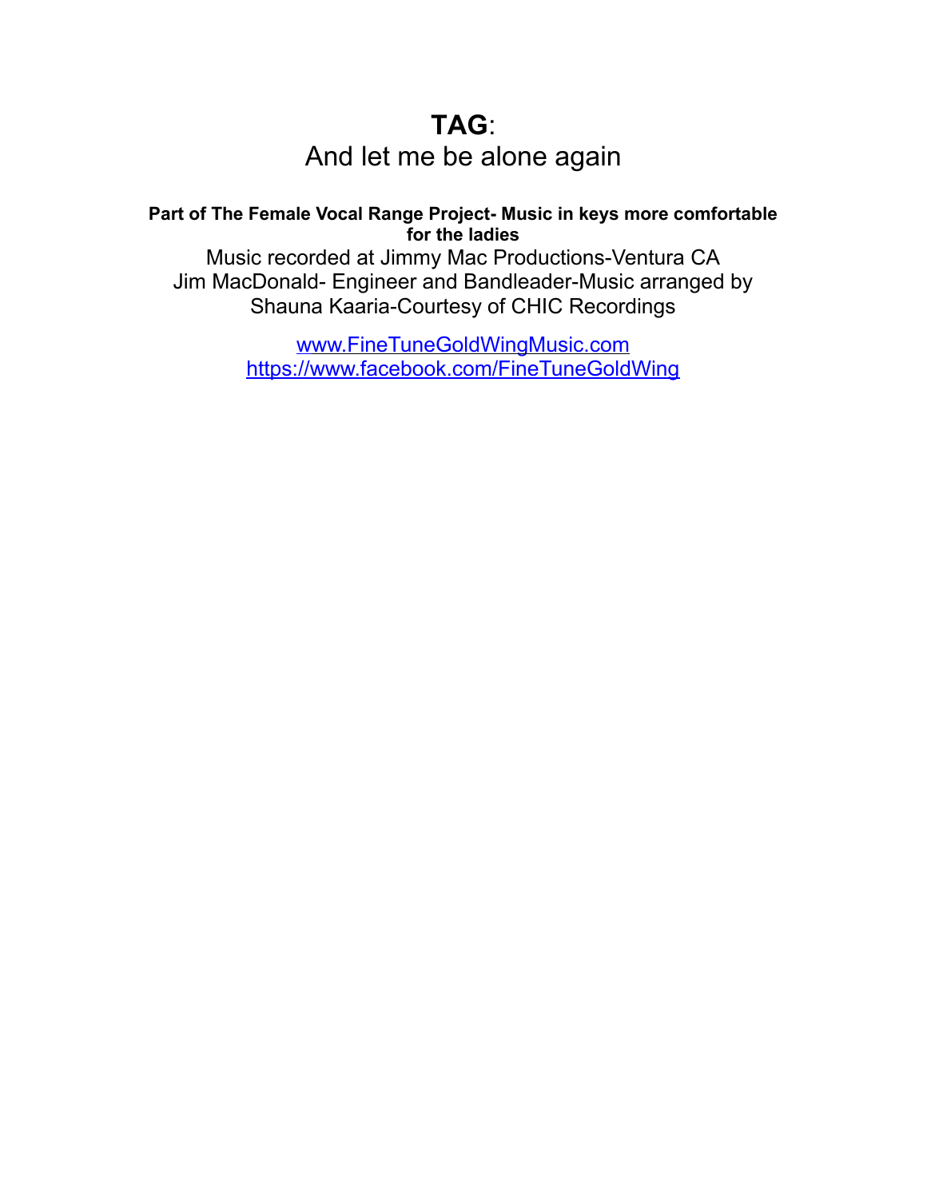**TAG**:
And let me be alone again

**Part of The Female Vocal Range Project- Music in keys more comfortable for the ladies**

Music recorded at Jimmy Mac Productions-Ventura CA
Jim MacDonald- Engineer and Bandleader-Music arranged by Shauna Kaaria-Courtesy of CHIC Recordings

[www.FineTuneGoldWingMusic.com](http://www.FineTuneGoldWingMusic.com)
[https://www.facebook.com/FineTuneGoldWing](https://www.facebook.com/FineTuneGoldWing)